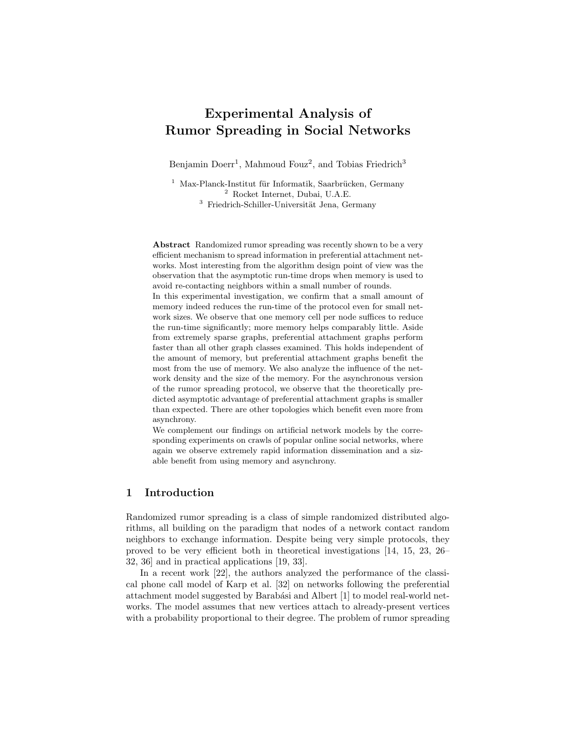# Experimental Analysis of Rumor Spreading in Social Networks

Benjamin Doerr[1], Mahmoud Fouz[2], and Tobias Friedrich[3]

[1] Max-Planck-Institut für Informatik, Saarbrücken, Germany
[2] Rocket Internet, Dubai, U.A.E.
[3] Friedrich-Schiller-Universität Jena, Germany

**Abstract** Randomized rumor spreading was recently shown to be a very efficient mechanism to spread information in preferential attachment networks. Most interesting from the algorithm design point of view was the observation that the asymptotic run-time drops when memory is used to avoid re-contacting neighbors within a small number of rounds.
In this experimental investigation, we confirm that a small amount of memory indeed reduces the run-time of the protocol even for small network sizes. We observe that one memory cell per node suffices to reduce the run-time significantly; more memory helps comparably little. Aside from extremely sparse graphs, preferential attachment graphs perform faster than all other graph classes examined. This holds independent of the amount of memory, but preferential attachment graphs benefit the most from the use of memory. We also analyze the influence of the network density and the size of the memory. For the asynchronous version of the rumor spreading protocol, we observe that the theoretically predicted asymptotic advantage of preferential attachment graphs is smaller than expected. There are other topologies which benefit even more from asynchrony.
We complement our findings on artificial network models by the corresponding experiments on crawls of popular online social networks, where again we observe extremely rapid information dissemination and a sizable benefit from using memory and asynchrony.

## 1 Introduction

Randomized rumor spreading is a class of simple randomized distributed algorithms, all building on the paradigm that nodes of a network contact random neighbors to exchange information. Despite being very simple protocols, they proved to be very efficient both in theoretical investigations [14, 15, 23, 26–32, 36] and in practical applications [19, 33].

In a recent work [22], the authors analyzed the performance of the classical phone call model of Karp et al. [32] on networks following the preferential attachment model suggested by Barabási and Albert [1] to model real-world networks. The model assumes that new vertices attach to already-present vertices with a probability proportional to their degree. The problem of rumor spreading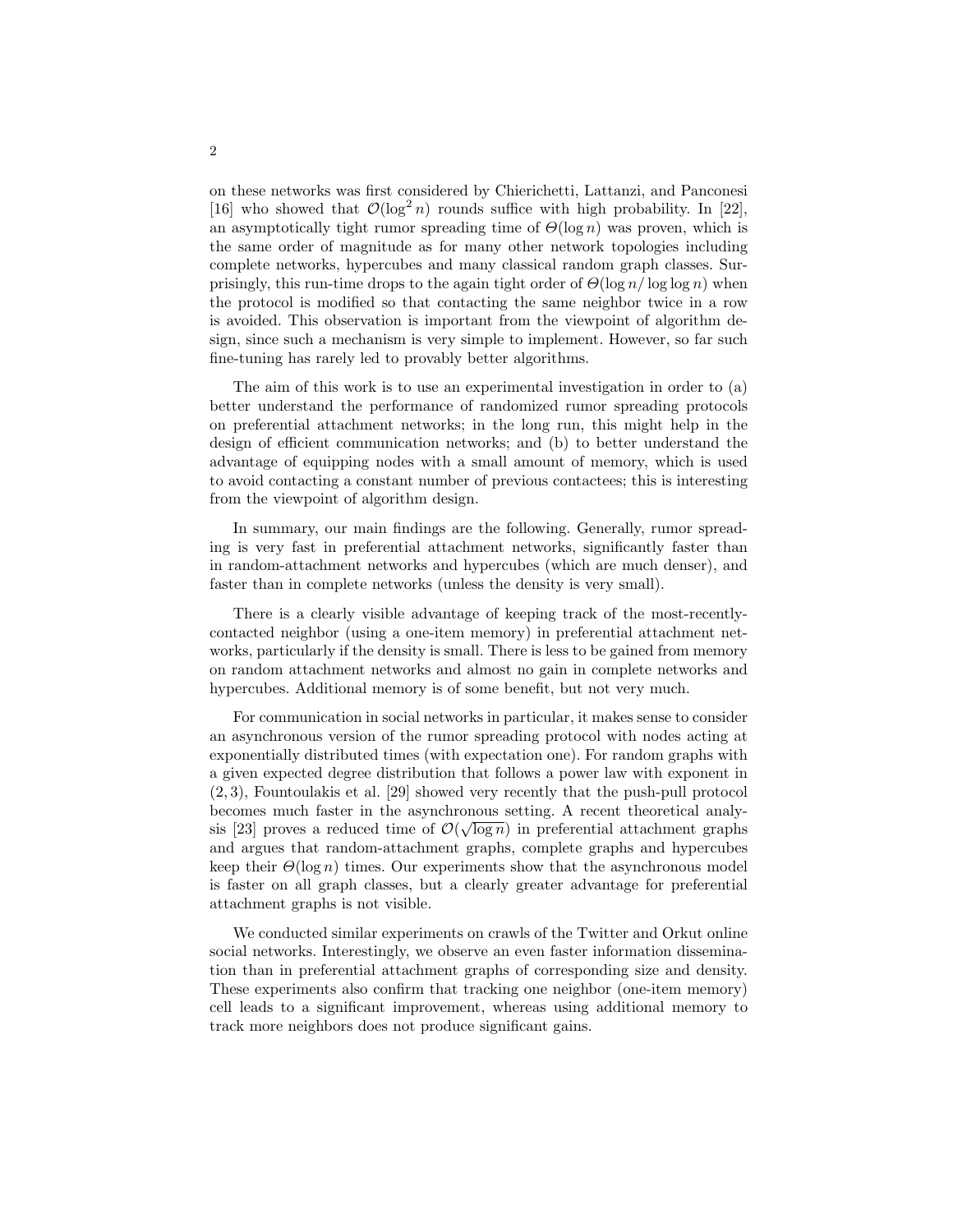on these networks was first considered by Chierichetti, Lattanzi, and Panconesi [16] who showed that $\mathcal{O}(\log^2 n)$ rounds suffice with high probability. In [22], an asymptotically tight rumor spreading time of $\Theta(\log n)$ was proven, which is the same order of magnitude as for many other network topologies including complete networks, hypercubes and many classical random graph classes. Surprisingly, this run-time drops to the again tight order of $\Theta(\log n / \log\log n)$ when the protocol is modified so that contacting the same neighbor twice in a row is avoided. This observation is important from the viewpoint of algorithm design, since such a mechanism is very simple to implement. However, so far such fine-tuning has rarely led to provably better algorithms.

The aim of this work is to use an experimental investigation in order to (a) better understand the performance of randomized rumor spreading protocols on preferential attachment networks; in the long run, this might help in the design of efficient communication networks; and (b) to better understand the advantage of equipping nodes with a small amount of memory, which is used to avoid contacting a constant number of previous contactees; this is interesting from the viewpoint of algorithm design.

In summary, our main findings are the following. Generally, rumor spreading is very fast in preferential attachment networks, significantly faster than in random-attachment networks and hypercubes (which are much denser), and faster than in complete networks (unless the density is very small).

There is a clearly visible advantage of keeping track of the most-recently-contacted neighbor (using a one-item memory) in preferential attachment networks, particularly if the density is small. There is less to be gained from memory on random attachment networks and almost no gain in complete networks and hypercubes. Additional memory is of some benefit, but not very much.

For communication in social networks in particular, it makes sense to consider an asynchronous version of the rumor spreading protocol with nodes acting at exponentially distributed times (with expectation one). For random graphs with a given expected degree distribution that follows a power law with exponent in $(2, 3)$, Fountoulakis et al. [29] showed very recently that the push-pull protocol becomes much faster in the asynchronous setting. A recent theoretical analysis [23] proves a reduced time of $\mathcal{O}(\sqrt{\log n})$ in preferential attachment graphs and argues that random-attachment graphs, complete graphs and hypercubes keep their $\Theta(\log n)$ times. Our experiments show that the asynchronous model is faster on all graph classes, but a clearly greater advantage for preferential attachment graphs is not visible.

We conducted similar experiments on crawls of the Twitter and Orkut online social networks. Interestingly, we observe an even faster information dissemination than in preferential attachment graphs of corresponding size and density. These experiments also confirm that tracking one neighbor (one-item memory) cell leads to a significant improvement, whereas using additional memory to track more neighbors does not produce significant gains.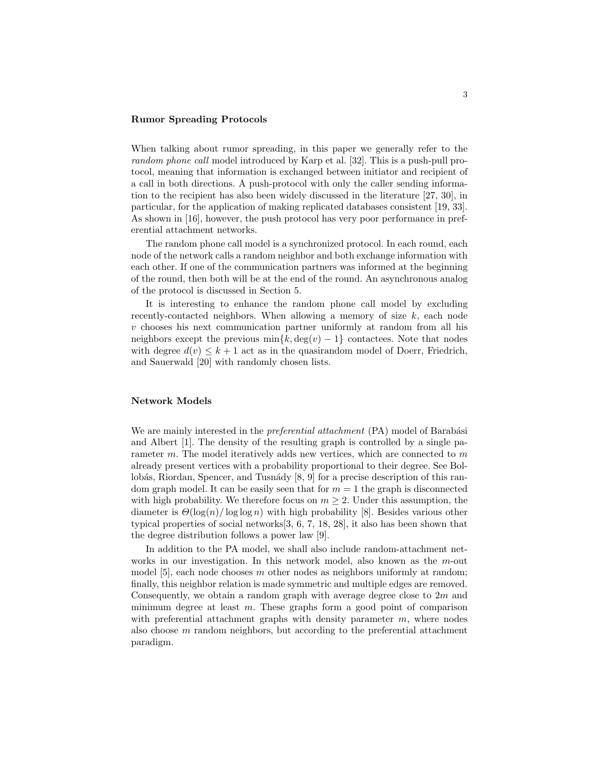### Rumor Spreading Protocols

When talking about rumor spreading, in this paper we generally refer to the *random phone call* model introduced by Karp et al. [32]. This is a push-pull protocol, meaning that information is exchanged between initiator and recipient of a call in both directions. A push-protocol with only the caller sending information to the recipient has also been widely discussed in the literature [27, 30], in particular, for the application of making replicated databases consistent [19, 33]. As shown in [16], however, the push protocol has very poor performance in preferential attachment networks.

The random phone call model is a synchronized protocol. In each round, each node of the network calls a random neighbor and both exchange information with each other. If one of the communication partners was informed at the beginning of the round, then both will be at the end of the round. An asynchronous analog of the protocol is discussed in Section 5.

It is interesting to enhance the random phone call model by excluding recently-contacted neighbors. When allowing a memory of size $k$, each node $v$ chooses his next communication partner uniformly at random from all his neighbors except the previous $\min\{k, \deg(v) - 1\}$ contactees. Note that nodes with degree $d(v) \leq k + 1$ act as in the quasirandom model of Doerr, Friedrich, and Sauerwald [20] with randomly chosen lists.

### Network Models

We are mainly interested in the *preferential attachment* (PA) model of Barabási and Albert [1]. The density of the resulting graph is controlled by a single parameter $m$. The model iteratively adds new vertices, which are connected to $m$ already present vertices with a probability proportional to their degree. See Bollobás, Riordan, Spencer, and Tusnády [8, 9] for a precise description of this random graph model. It can be easily seen that for $m = 1$ the graph is disconnected with high probability. We therefore focus on $m \geq 2$. Under this assumption, the diameter is $\Theta(\log(n)/\log\log n)$ with high probability [8]. Besides various other typical properties of social networks[3, 6, 7, 18, 28], it also has been shown that the degree distribution follows a power law [9].

In addition to the PA model, we shall also include random-attachment networks in our investigation. In this network model, also known as the $m$-out model [5], each node chooses $m$ other nodes as neighbors uniformly at random; finally, this neighbor relation is made symmetric and multiple edges are removed. Consequently, we obtain a random graph with average degree close to $2m$ and minimum degree at least $m$. These graphs form a good point of comparison with preferential attachment graphs with density parameter $m$, where nodes also choose $m$ random neighbors, but according to the preferential attachment paradigm.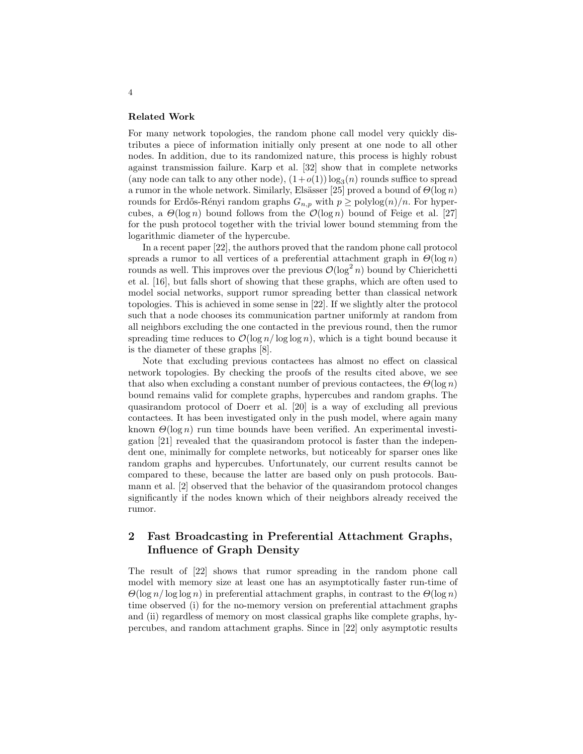**Related Work**

For many network topologies, the random phone call model very quickly distributes a piece of information initially only present at one node to all other nodes. In addition, due to its randomized nature, this process is highly robust against transmission failure. Karp et al. [32] show that in complete networks (any node can talk to any other node), $(1+o(1))\log_3(n)$ rounds suffice to spread a rumor in the whole network. Similarly, Elsässer [25] proved a bound of $\Theta(\log n)$ rounds for Erdős-Rényi random graphs $G_{n,p}$ with $p \geq \text{polylog}(n)/n$. For hypercubes, a $\Theta(\log n)$ bound follows from the $\mathcal{O}(\log n)$ bound of Feige et al. [27] for the push protocol together with the trivial lower bound stemming from the logarithmic diameter of the hypercube.

In a recent paper [22], the authors proved that the random phone call protocol spreads a rumor to all vertices of a preferential attachment graph in $\Theta(\log n)$ rounds as well. This improves over the previous $\mathcal{O}(\log^2 n)$ bound by Chierichetti et al. [16], but falls short of showing that these graphs, which are often used to model social networks, support rumor spreading better than classical network topologies. This is achieved in some sense in [22]. If we slightly alter the protocol such that a node chooses its communication partner uniformly at random from all neighbors excluding the one contacted in the previous round, then the rumor spreading time reduces to $\mathcal{O}(\log n/\log\log n)$, which is a tight bound because it is the diameter of these graphs [8].

Note that excluding previous contactees has almost no effect on classical network topologies. By checking the proofs of the results cited above, we see that also when excluding a constant number of previous contactees, the $\Theta(\log n)$ bound remains valid for complete graphs, hypercubes and random graphs. The quasirandom protocol of Doerr et al. [20] is a way of excluding all previous contactees. It has been investigated only in the push model, where again many known $\Theta(\log n)$ run time bounds have been verified. An experimental investigation [21] revealed that the quasirandom protocol is faster than the independent one, minimally for complete networks, but noticeably for sparser ones like random graphs and hypercubes. Unfortunately, our current results cannot be compared to these, because the latter are based only on push protocols. Baumann et al. [2] observed that the behavior of the quasirandom protocol changes significantly if the nodes known which of their neighbors already received the rumor.

## 2 Fast Broadcasting in Preferential Attachment Graphs, Influence of Graph Density

The result of [22] shows that rumor spreading in the random phone call model with memory size at least one has an asymptotically faster run-time of $\Theta(\log n/\log\log n)$ in preferential attachment graphs, in contrast to the $\Theta(\log n)$ time observed (i) for the no-memory version on preferential attachment graphs and (ii) regardless of memory on most classical graphs like complete graphs, hypercubes, and random attachment graphs. Since in [22] only asymptotic results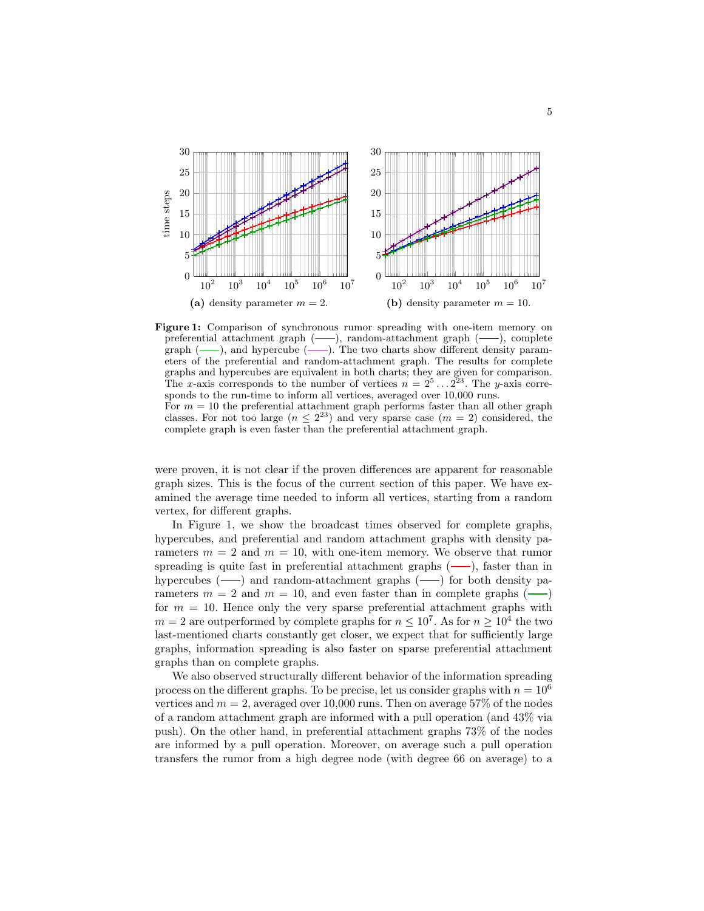**(a)** density parameter $m = 2$.

**(b)** density parameter $m = 10$.

**Figure 1:** Comparison of synchronous rumor spreading with one-item memory on preferential attachment graph (——), random-attachment graph (——), complete graph (——), and hypercube (——). The two charts show different density parameters of the preferential and random-attachment graph. The results for complete graphs and hypercubes are equivalent in both charts; they are given for comparison. The $x$-axis corresponds to the number of vertices $n = 2^5 \dots 2^{23}$. The $y$-axis corresponds to the run-time to inform all vertices, averaged over 10,000 runs.
For $m = 10$ the preferential attachment graph performs faster than all other graph classes. For not too large ($n \leq 2^{23}$) and very sparse case ($m = 2$) considered, the complete graph is even faster than the preferential attachment graph.

were proven, it is not clear if the proven differences are apparent for reasonable graph sizes. This is the focus of the current section of this paper. We have examined the average time needed to inform all vertices, starting from a random vertex, for different graphs.

In Figure 1, we show the broadcast times observed for complete graphs, hypercubes, and preferential and random attachment graphs with density parameters $m = 2$ and $m = 10$, with one-item memory. We observe that rumor spreading is quite fast in preferential attachment graphs (——), faster than in hypercubes (——) and random-attachment graphs (——) for both density parameters $m = 2$ and $m = 10$, and even faster than in complete graphs (——) for $m = 10$. Hence only the very sparse preferential attachment graphs with $m = 2$ are outperformed by complete graphs for $n \leq 10^7$. As for $n \geq 10^4$ the two last-mentioned charts constantly get closer, we expect that for sufficiently large graphs, information spreading is also faster on sparse preferential attachment graphs than on complete graphs.

We also observed structurally different behavior of the information spreading process on the different graphs. To be precise, let us consider graphs with $n = 10^6$ vertices and $m = 2$, averaged over 10,000 runs. Then on average 57% of the nodes of a random attachment graph are informed with a pull operation (and 43% via push). On the other hand, in preferential attachment graphs 73% of the nodes are informed by a pull operation. Moreover, on average such a pull operation transfers the rumor from a high degree node (with degree 66 on average) to a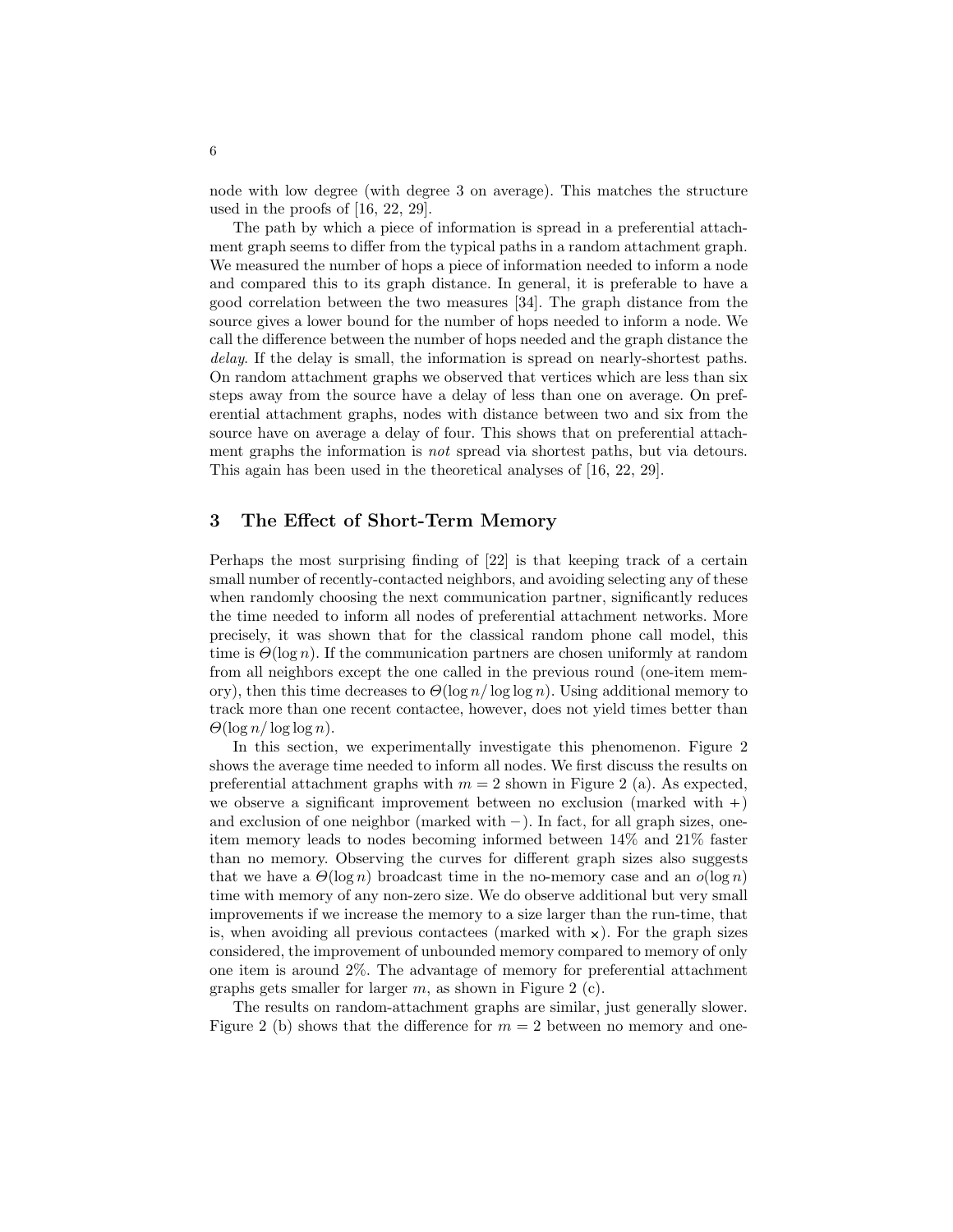node with low degree (with degree 3 on average). This matches the structure used in the proofs of [16, 22, 29].

The path by which a piece of information is spread in a preferential attachment graph seems to differ from the typical paths in a random attachment graph. We measured the number of hops a piece of information needed to inform a node and compared this to its graph distance. In general, it is preferable to have a good correlation between the two measures [34]. The graph distance from the source gives a lower bound for the number of hops needed to inform a node. We call the difference between the number of hops needed and the graph distance the *delay*. If the delay is small, the information is spread on nearly-shortest paths. On random attachment graphs we observed that vertices which are less than six steps away from the source have a delay of less than one on average. On preferential attachment graphs, nodes with distance between two and six from the source have on average a delay of four. This shows that on preferential attachment graphs the information is *not* spread via shortest paths, but via detours. This again has been used in the theoretical analyses of [16, 22, 29].

## 3 The Effect of Short-Term Memory

Perhaps the most surprising finding of [22] is that keeping track of a certain small number of recently-contacted neighbors, and avoiding selecting any of these when randomly choosing the next communication partner, significantly reduces the time needed to inform all nodes of preferential attachment networks. More precisely, it was shown that for the classical random phone call model, this time is $\Theta(\log n)$. If the communication partners are chosen uniformly at random from all neighbors except the one called in the previous round (one-item memory), then this time decreases to $\Theta(\log n / \log \log n)$. Using additional memory to track more than one recent contactee, however, does not yield times better than $\Theta(\log n / \log \log n)$.

In this section, we experimentally investigate this phenomenon. Figure 2 shows the average time needed to inform all nodes. We first discuss the results on preferential attachment graphs with $m = 2$ shown in Figure 2 (a). As expected, we observe a significant improvement between no exclusion (marked with $+$) and exclusion of one neighbor (marked with $-$). In fact, for all graph sizes, one-item memory leads to nodes becoming informed between 14% and 21% faster than no memory. Observing the curves for different graph sizes also suggests that we have a $\Theta(\log n)$ broadcast time in the no-memory case and an $o(\log n)$ time with memory of any non-zero size. We do observe additional but very small improvements if we increase the memory to a size larger than the run-time, that is, when avoiding all previous contactees (marked with $\times$). For the graph sizes considered, the improvement of unbounded memory compared to memory of only one item is around 2%. The advantage of memory for preferential attachment graphs gets smaller for larger $m$, as shown in Figure 2 (c).

The results on random-attachment graphs are similar, just generally slower. Figure 2 (b) shows that the difference for $m = 2$ between no memory and one-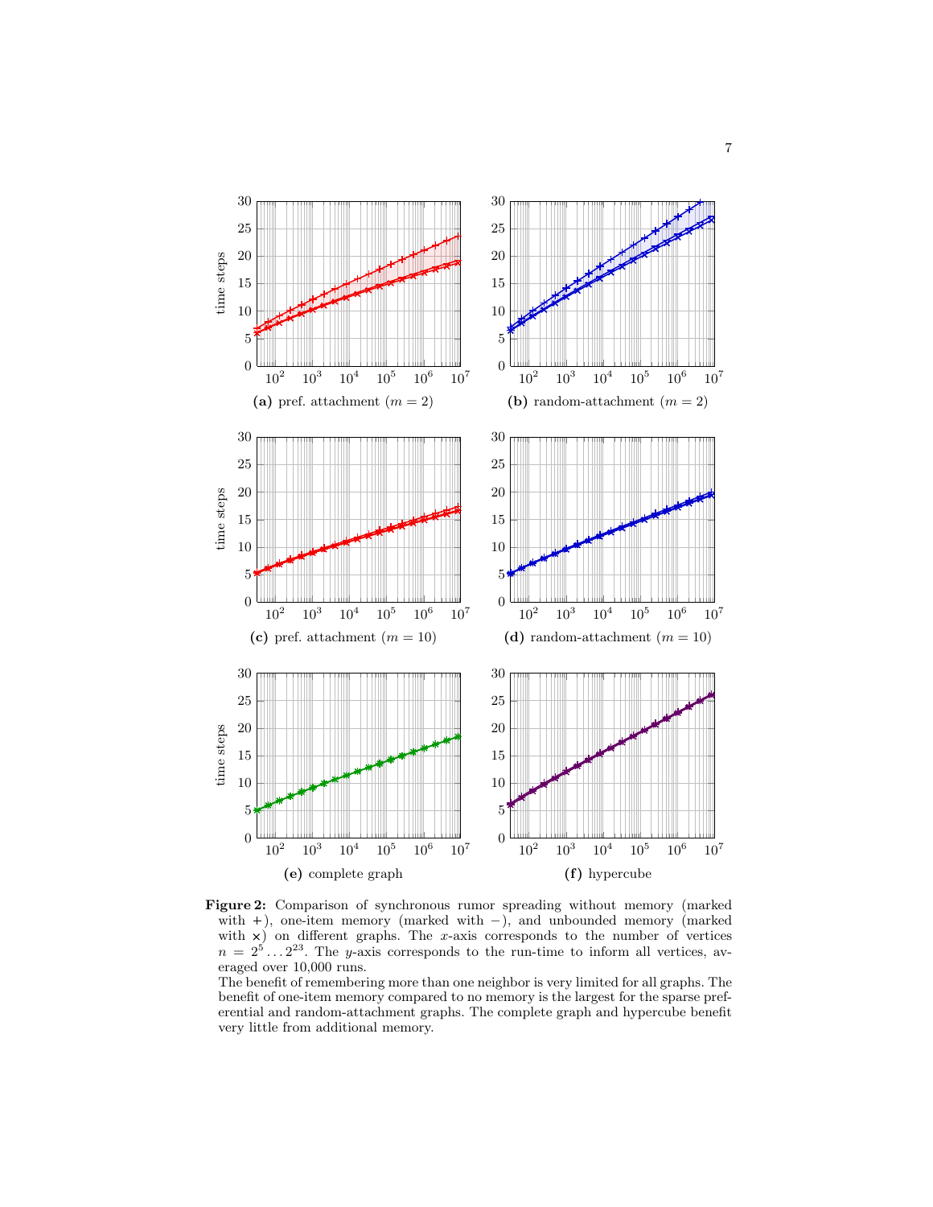**(a)** pref. attachment ($m = 2$)

**(b)** random-attachment ($m = 2$)

**(c)** pref. attachment ($m = 10$)

**(d)** random-attachment ($m = 10$)

**(e)** complete graph

**(f)** hypercube

**Figure 2:** Comparison of synchronous rumor spreading without memory (marked with +), one-item memory (marked with −), and unbounded memory (marked with ×) on different graphs. The $x$-axis corresponds to the number of vertices $n = 2^5 \dots 2^{23}$. The $y$-axis corresponds to the run-time to inform all vertices, averaged over 10,000 runs.
The benefit of remembering more than one neighbor is very limited for all graphs. The benefit of one-item memory compared to no memory is the largest for the sparse preferential and random-attachment graphs. The complete graph and hypercube benefit very little from additional memory.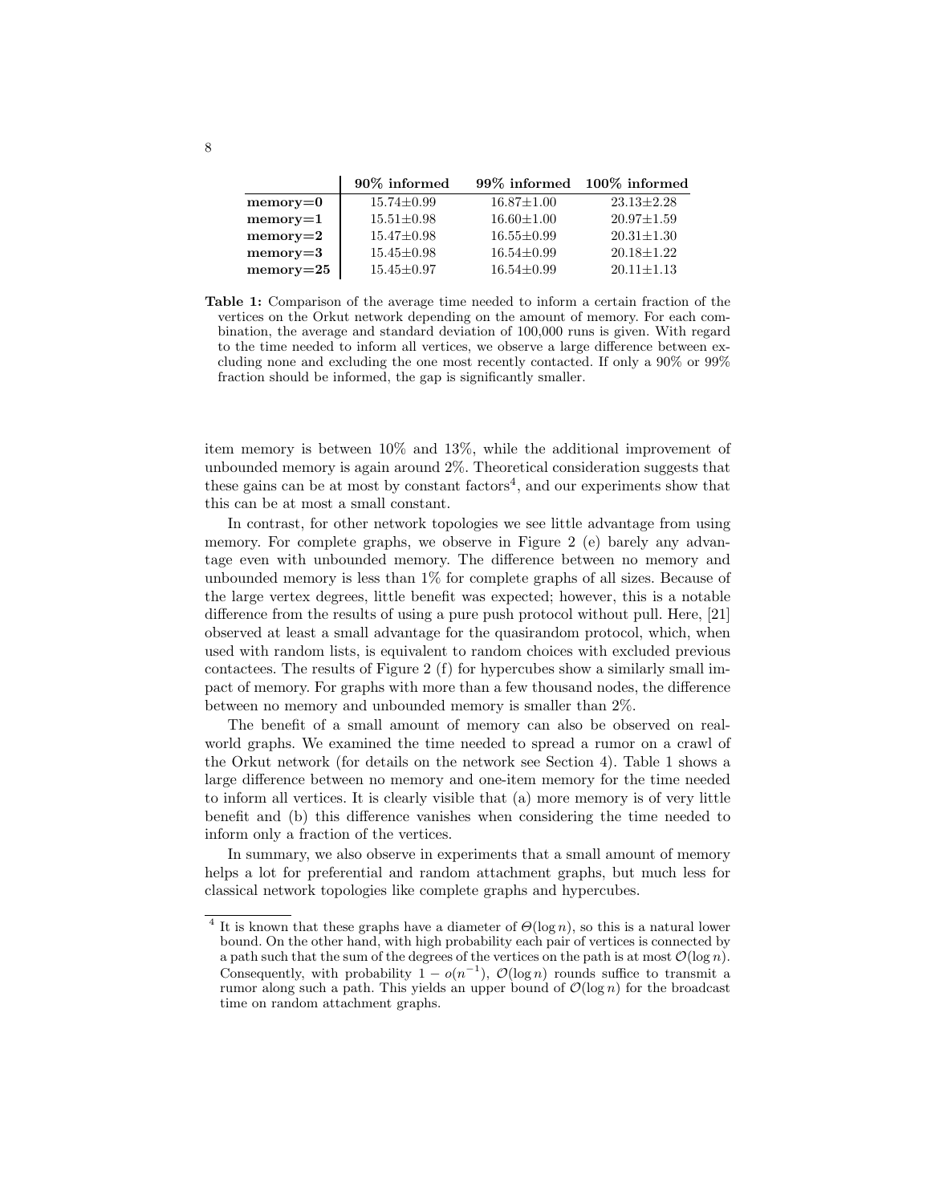|  | 90% informed | 99% informed | 100% informed |
|---|---|---|---|
| **memory=0** | 15.74±0.99 | 16.87±1.00 | 23.13±2.28 |
| **memory=1** | 15.51±0.98 | 16.60±1.00 | 20.97±1.59 |
| **memory=2** | 15.47±0.98 | 16.55±0.99 | 20.31±1.30 |
| **memory=3** | 15.45±0.98 | 16.54±0.99 | 20.18±1.22 |
| **memory=25** | 15.45±0.97 | 16.54±0.99 | 20.11±1.13 |

**Table 1:** Comparison of the average time needed to inform a certain fraction of the vertices on the Orkut network depending on the amount of memory. For each combination, the average and standard deviation of 100,000 runs is given. With regard to the time needed to inform all vertices, we observe a large difference between excluding none and excluding the one most recently contacted. If only a 90% or 99% fraction should be informed, the gap is significantly smaller.

item memory is between 10% and 13%, while the additional improvement of unbounded memory is again around 2%. Theoretical consideration suggests that these gains can be at most by constant factors[4], and our experiments show that this can be at most a small constant.

In contrast, for other network topologies we see little advantage from using memory. For complete graphs, we observe in Figure 2 (e) barely any advantage even with unbounded memory. The difference between no memory and unbounded memory is less than 1% for complete graphs of all sizes. Because of the large vertex degrees, little benefit was expected; however, this is a notable difference from the results of using a pure push protocol without pull. Here, [21] observed at least a small advantage for the quasirandom protocol, which, when used with random lists, is equivalent to random choices with excluded previous contactees. The results of Figure 2 (f) for hypercubes show a similarly small impact of memory. For graphs with more than a few thousand nodes, the difference between no memory and unbounded memory is smaller than 2%.

The benefit of a small amount of memory can also be observed on real-world graphs. We examined the time needed to spread a rumor on a crawl of the Orkut network (for details on the network see Section 4). Table 1 shows a large difference between no memory and one-item memory for the time needed to inform all vertices. It is clearly visible that (a) more memory is of very little benefit and (b) this difference vanishes when considering the time needed to inform only a fraction of the vertices.

In summary, we also observe in experiments that a small amount of memory helps a lot for preferential and random attachment graphs, but much less for classical network topologies like complete graphs and hypercubes.

---

[4] It is known that these graphs have a diameter of $\Theta(\log n)$, so this is a natural lower bound. On the other hand, with high probability each pair of vertices is connected by a path such that the sum of the degrees of the vertices on the path is at most $\mathcal{O}(\log n)$. Consequently, with probability $1 - o(n^{-1})$, $\mathcal{O}(\log n)$ rounds suffice to transmit a rumor along such a path. This yields an upper bound of $\mathcal{O}(\log n)$ for the broadcast time on random attachment graphs.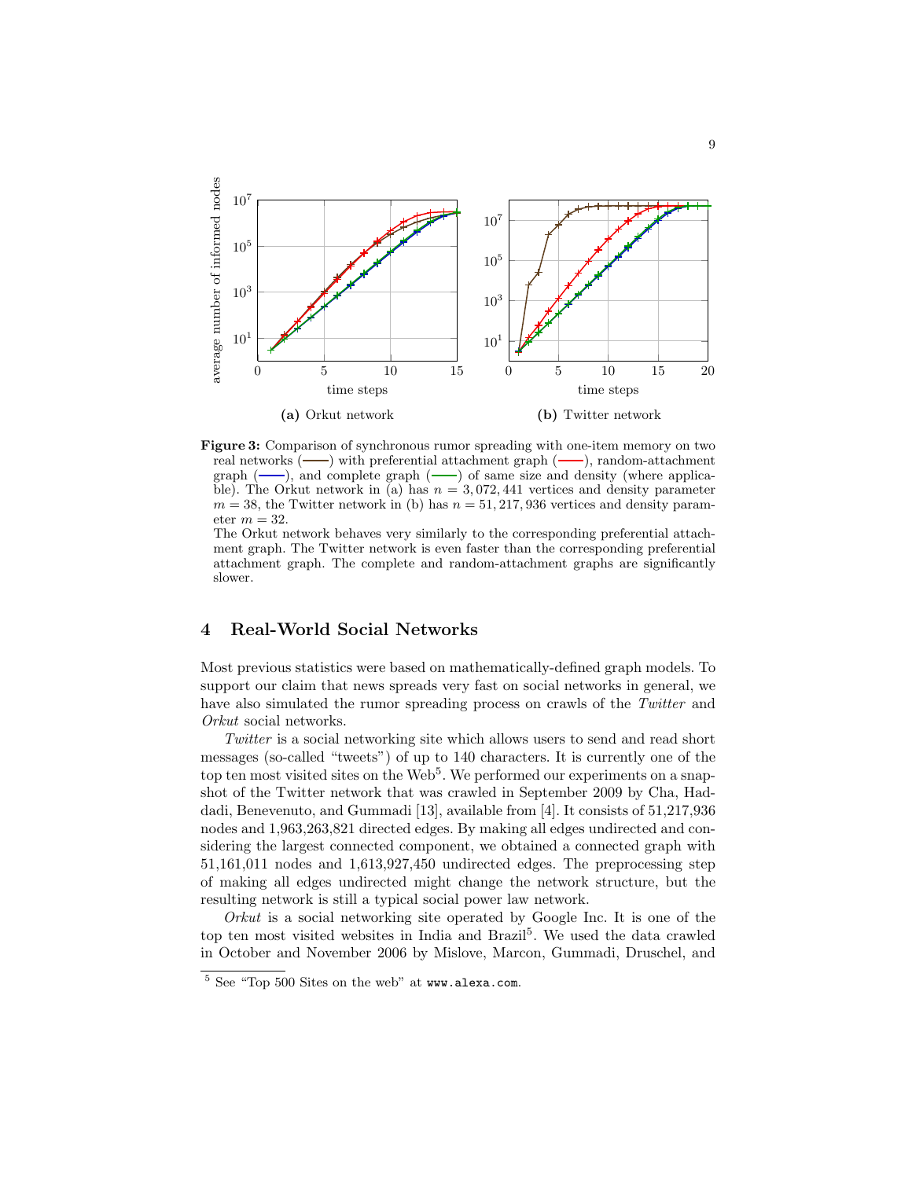**(a)** Orkut network

**(b)** Twitter network

**Figure 3:** Comparison of synchronous rumor spreading with one-item memory on two real networks (——) with preferential attachment graph (——), random-attachment graph (——), and complete graph (——) of same size and density (where applicable). The Orkut network in (a) has $n = 3,072,441$ vertices and density parameter $m = 38$, the Twitter network in (b) has $n = 51,217,936$ vertices and density parameter $m = 32$.
The Orkut network behaves very similarly to the corresponding preferential attachment graph. The Twitter network is even faster than the corresponding preferential attachment graph. The complete and random-attachment graphs are significantly slower.

## 4 Real-World Social Networks

Most previous statistics were based on mathematically-defined graph models. To support our claim that news spreads very fast on social networks in general, we have also simulated the rumor spreading process on crawls of the *Twitter* and *Orkut* social networks.

*Twitter* is a social networking site which allows users to send and read short messages (so-called "tweets") of up to 140 characters. It is currently one of the top ten most visited sites on the Web[5]. We performed our experiments on a snapshot of the Twitter network that was crawled in September 2009 by Cha, Haddadi, Benevenuto, and Gummadi [13], available from [4]. It consists of 51,217,936 nodes and 1,963,263,821 directed edges. By making all edges undirected and considering the largest connected component, we obtained a connected graph with 51,161,011 nodes and 1,613,927,450 undirected edges. The preprocessing step of making all edges undirected might change the network structure, but the resulting network is still a typical social power law network.

*Orkut* is a social networking site operated by Google Inc. It is one of the top ten most visited websites in India and Brazil[5]. We used the data crawled in October and November 2006 by Mislove, Marcon, Gummadi, Druschel, and

[5] See "Top 500 Sites on the web" at www.alexa.com.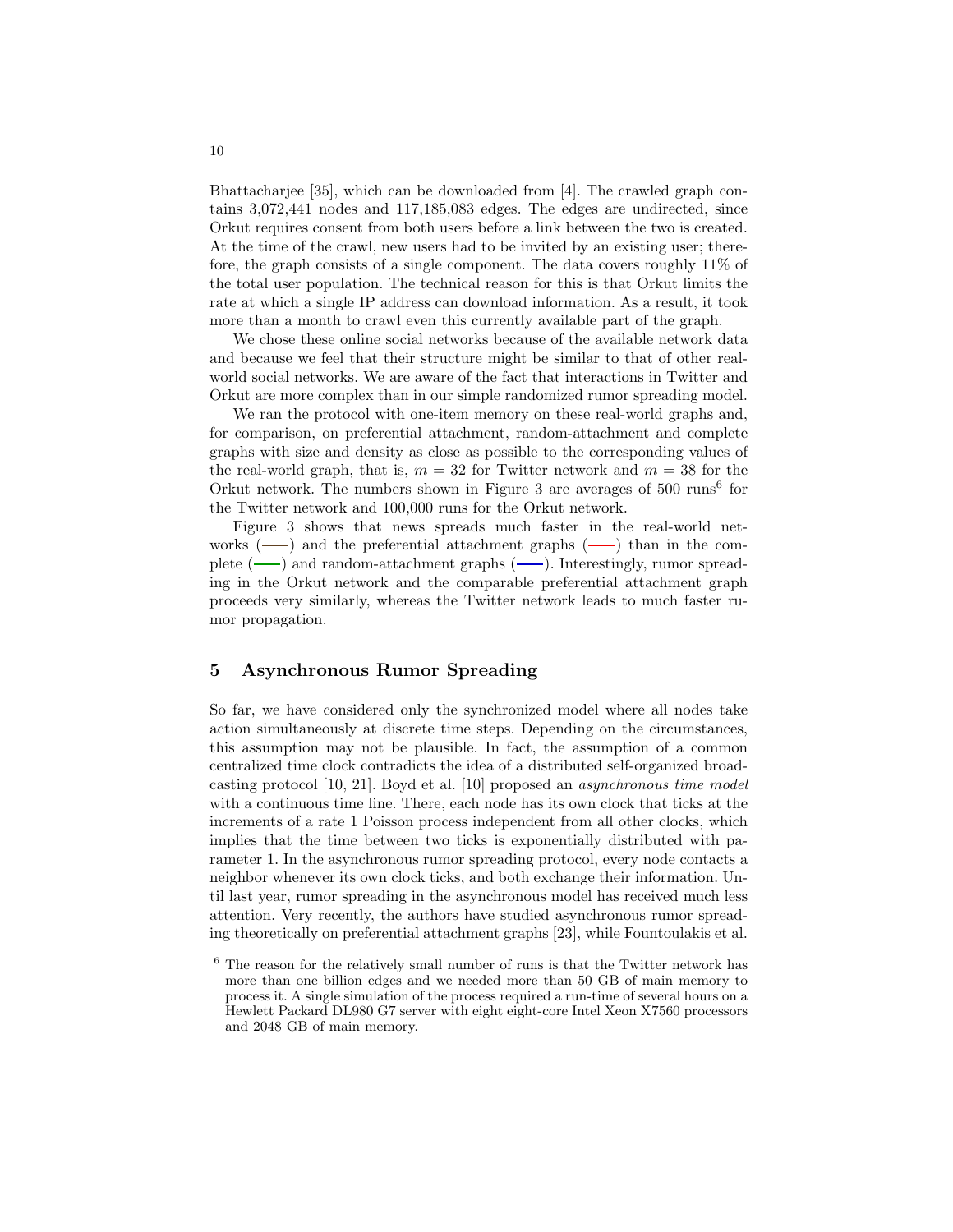Bhattacharjee [35], which can be downloaded from [4]. The crawled graph contains 3,072,441 nodes and 117,185,083 edges. The edges are undirected, since Orkut requires consent from both users before a link between the two is created. At the time of the crawl, new users had to be invited by an existing user; therefore, the graph consists of a single component. The data covers roughly 11% of the total user population. The technical reason for this is that Orkut limits the rate at which a single IP address can download information. As a result, it took more than a month to crawl even this currently available part of the graph.

We chose these online social networks because of the available network data and because we feel that their structure might be similar to that of other real-world social networks. We are aware of the fact that interactions in Twitter and Orkut are more complex than in our simple randomized rumor spreading model.

We ran the protocol with one-item memory on these real-world graphs and, for comparison, on preferential attachment, random-attachment and complete graphs with size and density as close as possible to the corresponding values of the real-world graph, that is, $m = 32$ for Twitter network and $m = 38$ for the Orkut network. The numbers shown in Figure 3 are averages of 500 runs[6] for the Twitter network and 100,000 runs for the Orkut network.

Figure 3 shows that news spreads much faster in the real-world networks (——) and the preferential attachment graphs (——) than in the complete (——) and random-attachment graphs (——). Interestingly, rumor spreading in the Orkut network and the comparable preferential attachment graph proceeds very similarly, whereas the Twitter network leads to much faster rumor propagation.

## 5 Asynchronous Rumor Spreading

So far, we have considered only the synchronized model where all nodes take action simultaneously at discrete time steps. Depending on the circumstances, this assumption may not be plausible. In fact, the assumption of a common centralized time clock contradicts the idea of a distributed self-organized broadcasting protocol [10, 21]. Boyd et al. [10] proposed an *asynchronous time model* with a continuous time line. There, each node has its own clock that ticks at the increments of a rate 1 Poisson process independent from all other clocks, which implies that the time between two ticks is exponentially distributed with parameter 1. In the asynchronous rumor spreading protocol, every node contacts a neighbor whenever its own clock ticks, and both exchange their information. Until last year, rumor spreading in the asynchronous model has received much less attention. Very recently, the authors have studied asynchronous rumor spreading theoretically on preferential attachment graphs [23], while Fountoulakis et al.

---

[6] The reason for the relatively small number of runs is that the Twitter network has more than one billion edges and we needed more than 50 GB of main memory to process it. A single simulation of the process required a run-time of several hours on a Hewlett Packard DL980 G7 server with eight eight-core Intel Xeon X7560 processors and 2048 GB of main memory.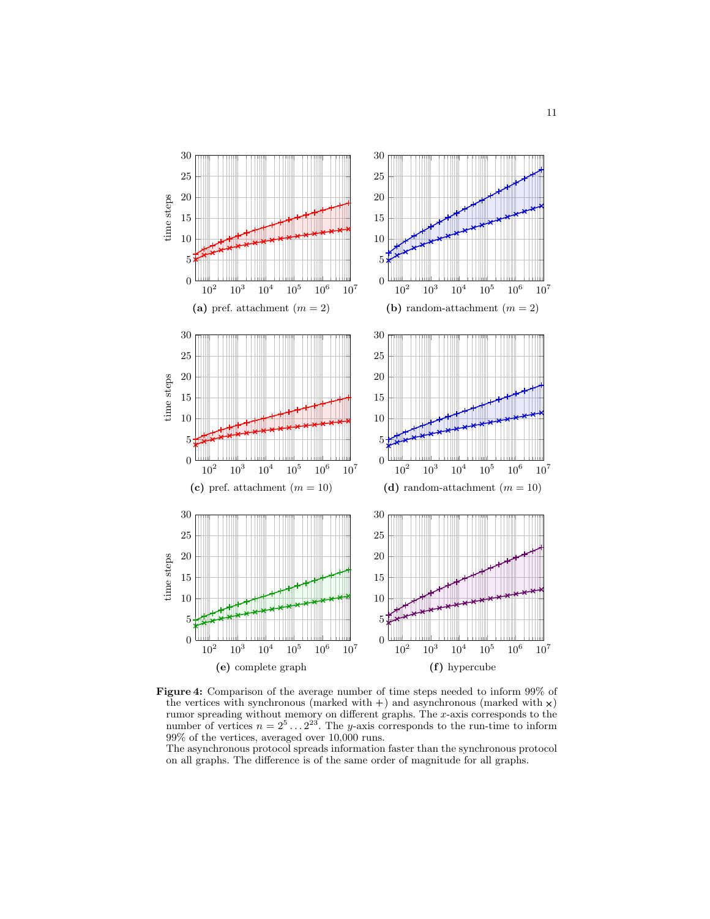(a) pref. attachment ($m = 2$)

(b) random-attachment ($m = 2$)

(c) pref. attachment ($m = 10$)

(d) random-attachment ($m = 10$)

(e) complete graph

(f) hypercube

**Figure 4:** Comparison of the average number of time steps needed to inform 99% of the vertices with synchronous (marked with +) and asynchronous (marked with ×) rumor spreading without memory on different graphs. The $x$-axis corresponds to the number of vertices $n = 2^5 \ldots 2^{23}$. The $y$-axis corresponds to the run-time to inform 99% of the vertices, averaged over 10,000 runs.
The asynchronous protocol spreads information faster than the synchronous protocol on all graphs. The difference is of the same order of magnitude for all graphs.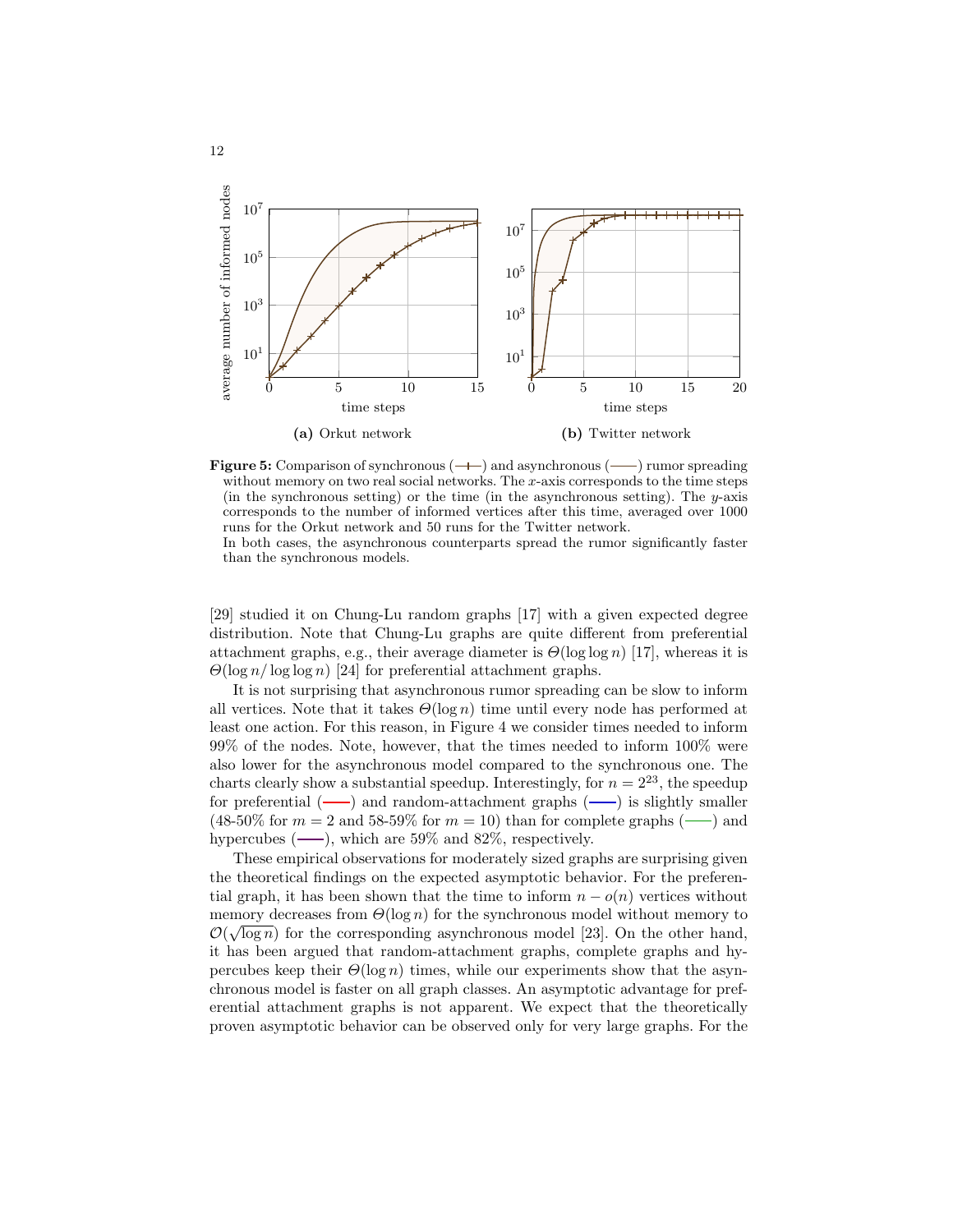(a) Orkut network

(b) Twitter network

**Figure 5:** Comparison of synchronous (—+—) and asynchronous (——) rumor spreading without memory on two real social networks. The $x$-axis corresponds to the time steps (in the synchronous setting) or the time (in the asynchronous setting). The $y$-axis corresponds to the number of informed vertices after this time, averaged over 1000 runs for the Orkut network and 50 runs for the Twitter network.
In both cases, the asynchronous counterparts spread the rumor significantly faster than the synchronous models.

[29] studied it on Chung-Lu random graphs [17] with a given expected degree distribution. Note that Chung-Lu graphs are quite different from preferential attachment graphs, e.g., their average diameter is $\Theta(\log \log n)$ [17], whereas it is $\Theta(\log n / \log \log n)$ [24] for preferential attachment graphs.

It is not surprising that asynchronous rumor spreading can be slow to inform all vertices. Note that it takes $\Theta(\log n)$ time until every node has performed at least one action. For this reason, in Figure 4 we consider times needed to inform 99% of the nodes. Note, however, that the times needed to inform 100% were also lower for the asynchronous model compared to the synchronous one. The charts clearly show a substantial speedup. Interestingly, for $n = 2^{23}$, the speedup for preferential (——) and random-attachment graphs (——) is slightly smaller (48-50% for $m = 2$ and 58-59% for $m = 10$) than for complete graphs (——) and hypercubes (——), which are 59% and 82%, respectively.

These empirical observations for moderately sized graphs are surprising given the theoretical findings on the expected asymptotic behavior. For the preferential graph, it has been shown that the time to inform $n - o(n)$ vertices without memory decreases from $\Theta(\log n)$ for the synchronous model without memory to $\mathcal{O}(\sqrt{\log n})$ for the corresponding asynchronous model [23]. On the other hand, it has been argued that random-attachment graphs, complete graphs and hypercubes keep their $\Theta(\log n)$ times, while our experiments show that the asynchronous model is faster on all graph classes. An asymptotic advantage for preferential attachment graphs is not apparent. We expect that the theoretically proven asymptotic behavior can be observed only for very large graphs. For the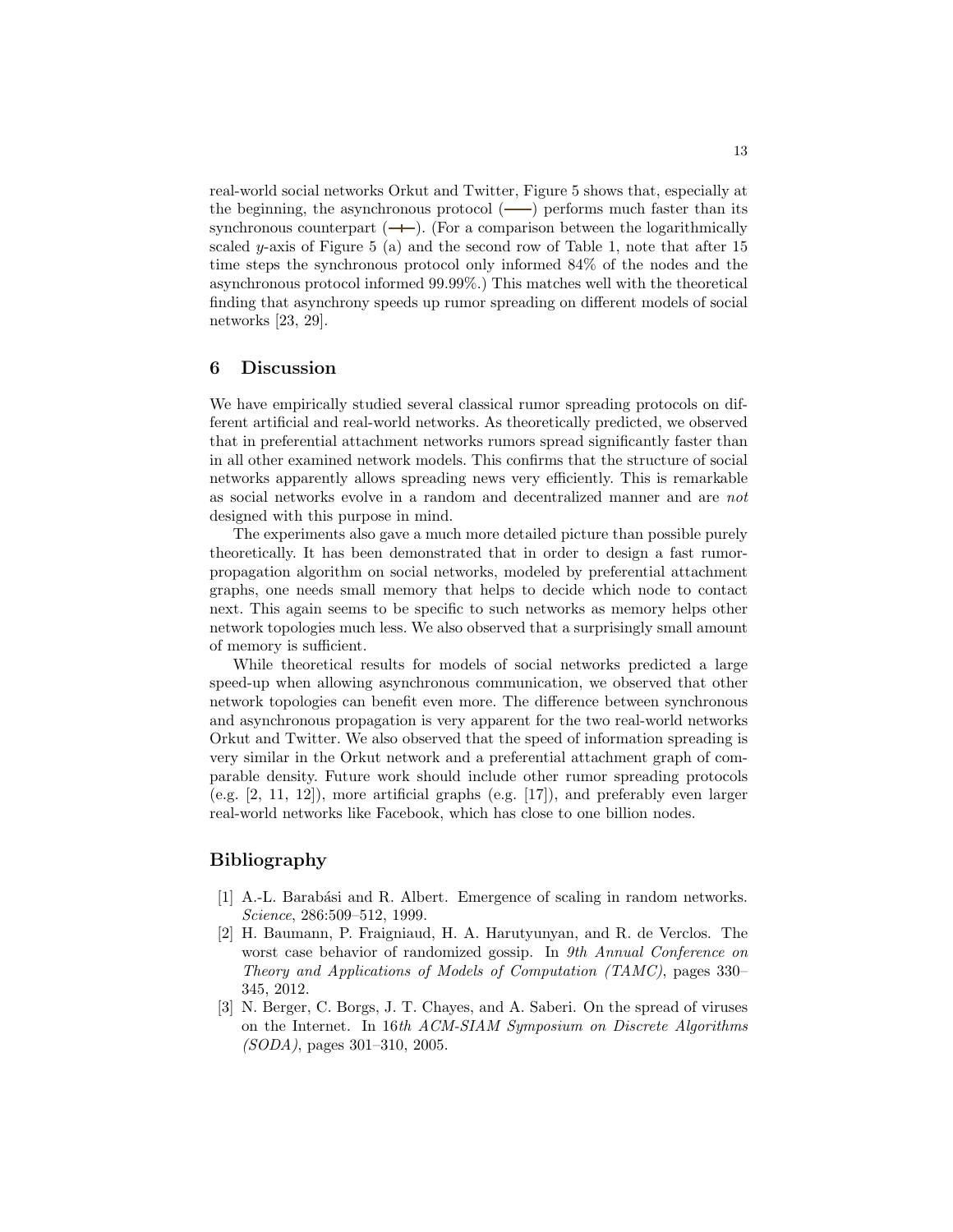real-world social networks Orkut and Twitter, Figure 5 shows that, especially at the beginning, the asynchronous protocol (——) performs much faster than its synchronous counterpart (—+—). (For a comparison between the logarithmically scaled $y$-axis of Figure 5 (a) and the second row of Table 1, note that after 15 time steps the synchronous protocol only informed 84% of the nodes and the asynchronous protocol informed 99.99%.) This matches well with the theoretical finding that asynchrony speeds up rumor spreading on different models of social networks [23, 29].

## 6 Discussion

We have empirically studied several classical rumor spreading protocols on different artificial and real-world networks. As theoretically predicted, we observed that in preferential attachment networks rumors spread significantly faster than in all other examined network models. This confirms that the structure of social networks apparently allows spreading news very efficiently. This is remarkable as social networks evolve in a random and decentralized manner and are *not* designed with this purpose in mind.

The experiments also gave a much more detailed picture than possible purely theoretically. It has been demonstrated that in order to design a fast rumor-propagation algorithm on social networks, modeled by preferential attachment graphs, one needs small memory that helps to decide which node to contact next. This again seems to be specific to such networks as memory helps other network topologies much less. We also observed that a surprisingly small amount of memory is sufficient.

While theoretical results for models of social networks predicted a large speed-up when allowing asynchronous communication, we observed that other network topologies can benefit even more. The difference between synchronous and asynchronous propagation is very apparent for the two real-world networks Orkut and Twitter. We also observed that the speed of information spreading is very similar in the Orkut network and a preferential attachment graph of comparable density. Future work should include other rumor spreading protocols (e.g. [2, 11, 12]), more artificial graphs (e.g. [17]), and preferably even larger real-world networks like Facebook, which has close to one billion nodes.

## Bibliography

[1] A.-L. Barabási and R. Albert. Emergence of scaling in random networks. *Science*, 286:509–512, 1999.

[2] H. Baumann, P. Fraigniaud, H. A. Harutyunyan, and R. de Verclos. The worst case behavior of randomized gossip. In *9th Annual Conference on Theory and Applications of Models of Computation (TAMC)*, pages 330–345, 2012.

[3] N. Berger, C. Borgs, J. T. Chayes, and A. Saberi. On the spread of viruses on the Internet. In 16*th ACM-SIAM Symposium on Discrete Algorithms (SODA)*, pages 301–310, 2005.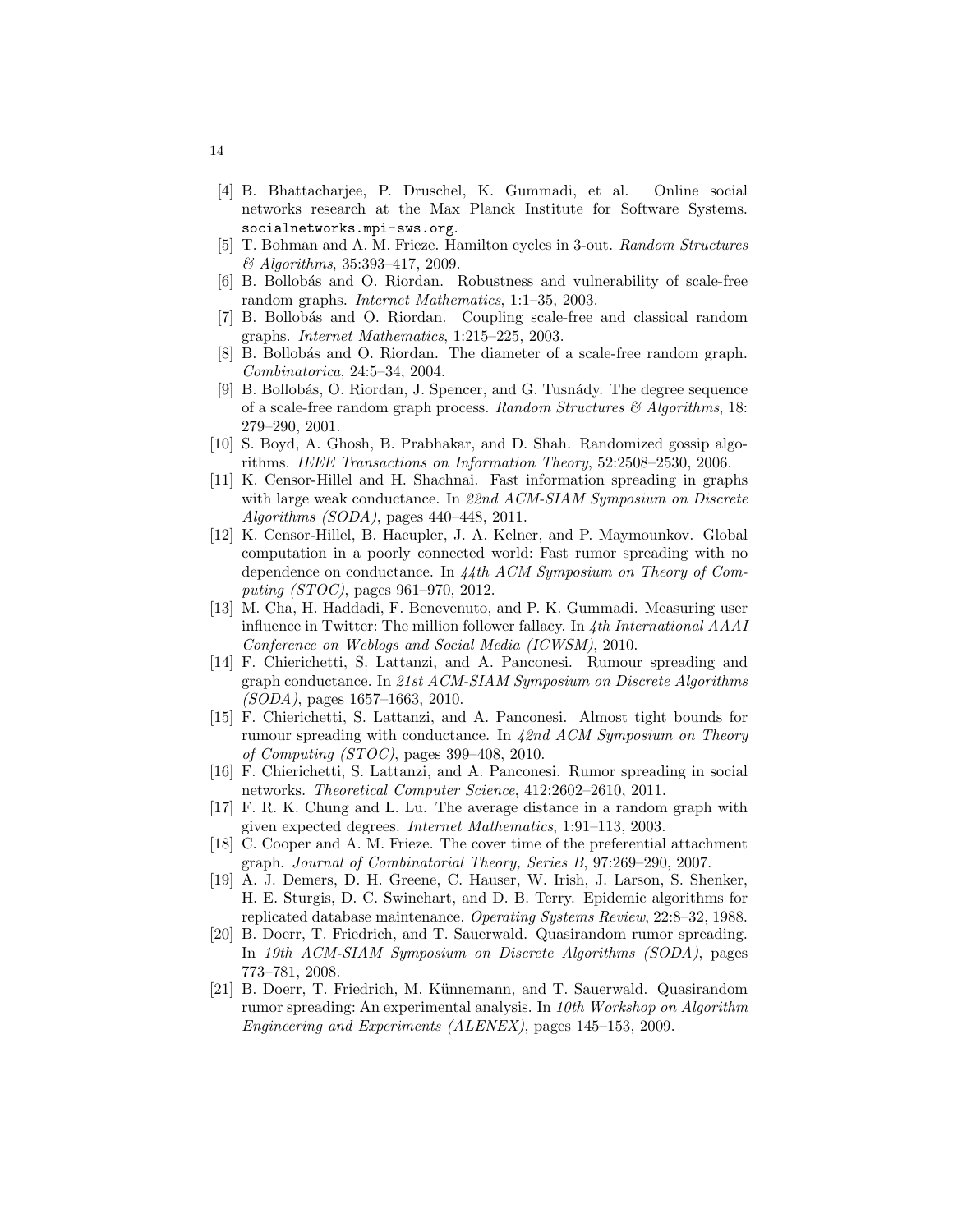[4] B. Bhattacharjee, P. Druschel, K. Gummadi, et al. Online social networks research at the Max Planck Institute for Software Systems. `socialnetworks.mpi-sws.org`.

[5] T. Bohman and A. M. Frieze. Hamilton cycles in 3-out. *Random Structures & Algorithms*, 35:393–417, 2009.

[6] B. Bollobás and O. Riordan. Robustness and vulnerability of scale-free random graphs. *Internet Mathematics*, 1:1–35, 2003.

[7] B. Bollobás and O. Riordan. Coupling scale-free and classical random graphs. *Internet Mathematics*, 1:215–225, 2003.

[8] B. Bollobás and O. Riordan. The diameter of a scale-free random graph. *Combinatorica*, 24:5–34, 2004.

[9] B. Bollobás, O. Riordan, J. Spencer, and G. Tusnády. The degree sequence of a scale-free random graph process. *Random Structures & Algorithms*, 18: 279–290, 2001.

[10] S. Boyd, A. Ghosh, B. Prabhakar, and D. Shah. Randomized gossip algorithms. *IEEE Transactions on Information Theory*, 52:2508–2530, 2006.

[11] K. Censor-Hillel and H. Shachnai. Fast information spreading in graphs with large weak conductance. In *22nd ACM-SIAM Symposium on Discrete Algorithms (SODA)*, pages 440–448, 2011.

[12] K. Censor-Hillel, B. Haeupler, J. A. Kelner, and P. Maymounkov. Global computation in a poorly connected world: Fast rumor spreading with no dependence on conductance. In *44th ACM Symposium on Theory of Computing (STOC)*, pages 961–970, 2012.

[13] M. Cha, H. Haddadi, F. Benevenuto, and P. K. Gummadi. Measuring user influence in Twitter: The million follower fallacy. In *4th International AAAI Conference on Weblogs and Social Media (ICWSM)*, 2010.

[14] F. Chierichetti, S. Lattanzi, and A. Panconesi. Rumour spreading and graph conductance. In *21st ACM-SIAM Symposium on Discrete Algorithms (SODA)*, pages 1657–1663, 2010.

[15] F. Chierichetti, S. Lattanzi, and A. Panconesi. Almost tight bounds for rumour spreading with conductance. In *42nd ACM Symposium on Theory of Computing (STOC)*, pages 399–408, 2010.

[16] F. Chierichetti, S. Lattanzi, and A. Panconesi. Rumor spreading in social networks. *Theoretical Computer Science*, 412:2602–2610, 2011.

[17] F. R. K. Chung and L. Lu. The average distance in a random graph with given expected degrees. *Internet Mathematics*, 1:91–113, 2003.

[18] C. Cooper and A. M. Frieze. The cover time of the preferential attachment graph. *Journal of Combinatorial Theory, Series B*, 97:269–290, 2007.

[19] A. J. Demers, D. H. Greene, C. Hauser, W. Irish, J. Larson, S. Shenker, H. E. Sturgis, D. C. Swinehart, and D. B. Terry. Epidemic algorithms for replicated database maintenance. *Operating Systems Review*, 22:8–32, 1988.

[20] B. Doerr, T. Friedrich, and T. Sauerwald. Quasirandom rumor spreading. In *19th ACM-SIAM Symposium on Discrete Algorithms (SODA)*, pages 773–781, 2008.

[21] B. Doerr, T. Friedrich, M. Künnemann, and T. Sauerwald. Quasirandom rumor spreading: An experimental analysis. In *10th Workshop on Algorithm Engineering and Experiments (ALENEX)*, pages 145–153, 2009.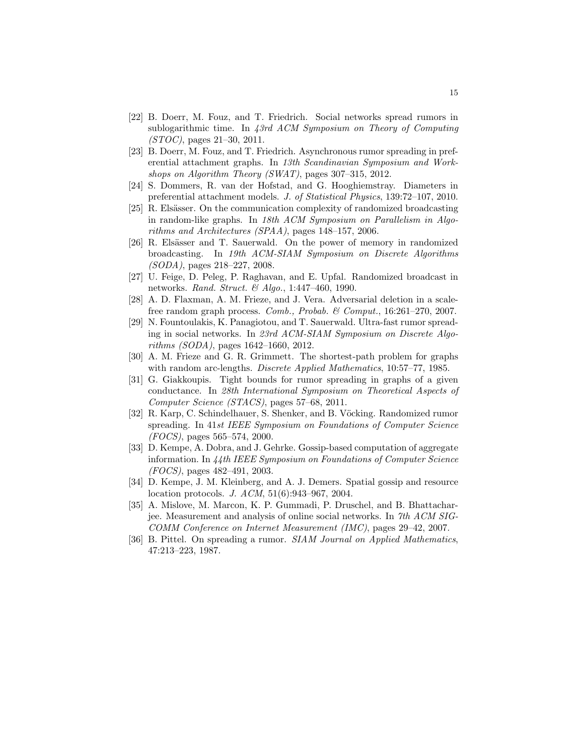[22] B. Doerr, M. Fouz, and T. Friedrich. Social networks spread rumors in sublogarithmic time. In *43rd ACM Symposium on Theory of Computing (STOC)*, pages 21–30, 2011.

[23] B. Doerr, M. Fouz, and T. Friedrich. Asynchronous rumor spreading in preferential attachment graphs. In *13th Scandinavian Symposium and Workshops on Algorithm Theory (SWAT)*, pages 307–315, 2012.

[24] S. Dommers, R. van der Hofstad, and G. Hooghiemstray. Diameters in preferential attachment models. *J. of Statistical Physics*, 139:72–107, 2010.

[25] R. Elsässer. On the communication complexity of randomized broadcasting in random-like graphs. In *18th ACM Symposium on Parallelism in Algorithms and Architectures (SPAA)*, pages 148–157, 2006.

[26] R. Elsässer and T. Sauerwald. On the power of memory in randomized broadcasting. In *19th ACM-SIAM Symposium on Discrete Algorithms (SODA)*, pages 218–227, 2008.

[27] U. Feige, D. Peleg, P. Raghavan, and E. Upfal. Randomized broadcast in networks. *Rand. Struct. & Algo.*, 1:447–460, 1990.

[28] A. D. Flaxman, A. M. Frieze, and J. Vera. Adversarial deletion in a scale-free random graph process. *Comb., Probab. & Comput.*, 16:261–270, 2007.

[29] N. Fountoulakis, K. Panagiotou, and T. Sauerwald. Ultra-fast rumor spreading in social networks. In *23rd ACM-SIAM Symposium on Discrete Algorithms (SODA)*, pages 1642–1660, 2012.

[30] A. M. Frieze and G. R. Grimmett. The shortest-path problem for graphs with random arc-lengths. *Discrete Applied Mathematics*, 10:57–77, 1985.

[31] G. Giakkoupis. Tight bounds for rumor spreading in graphs of a given conductance. In *28th International Symposium on Theoretical Aspects of Computer Science (STACS)*, pages 57–68, 2011.

[32] R. Karp, C. Schindelhauer, S. Shenker, and B. Vöcking. Randomized rumor spreading. In 41*st IEEE Symposium on Foundations of Computer Science (FOCS)*, pages 565–574, 2000.

[33] D. Kempe, A. Dobra, and J. Gehrke. Gossip-based computation of aggregate information. In *44th IEEE Symposium on Foundations of Computer Science (FOCS)*, pages 482–491, 2003.

[34] D. Kempe, J. M. Kleinberg, and A. J. Demers. Spatial gossip and resource location protocols. *J. ACM*, 51(6):943–967, 2004.

[35] A. Mislove, M. Marcon, K. P. Gummadi, P. Druschel, and B. Bhattacharjee. Measurement and analysis of online social networks. In *7th ACM SIGCOMM Conference on Internet Measurement (IMC)*, pages 29–42, 2007.

[36] B. Pittel. On spreading a rumor. *SIAM Journal on Applied Mathematics*, 47:213–223, 1987.